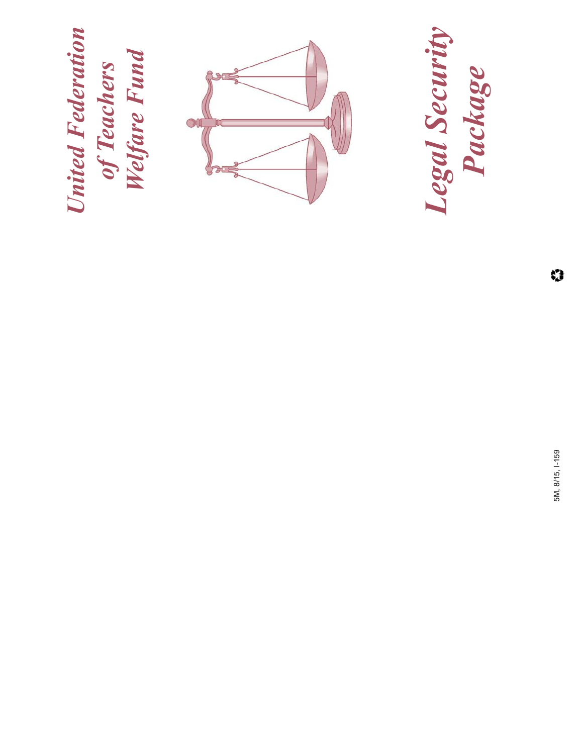# United Federation of Teachers Welfare Fund

# Legal Security Package

5M, 8/15, I-159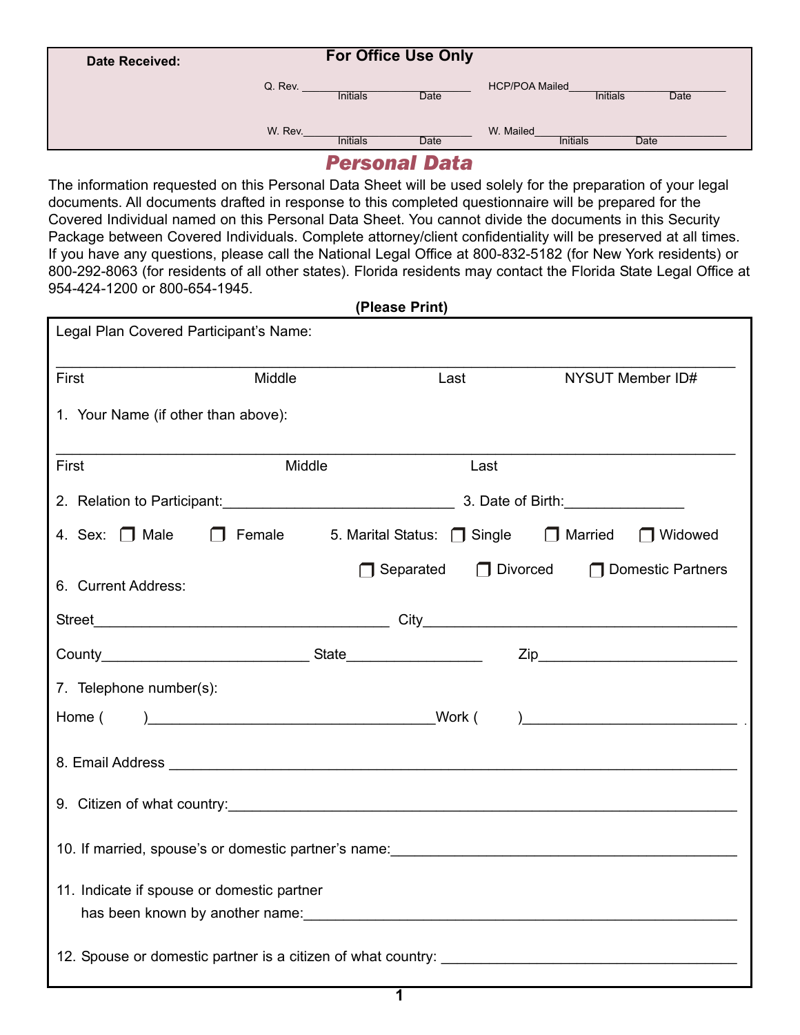| Date Received: | For Office Use Only | |
|---|---|---|
| | Q. Rev. ______ Initials ______ Date | HCP/POA Mailed ______ Initials ______ Date |
| | W. Rev. ______ Initials ______ Date | W. Mailed ______ Initials ______ Date |

# *Personal Data*

The information requested on this Personal Data Sheet will be used solely for the preparation of your legal documents. All documents drafted in response to this completed questionnaire will be prepared for the Covered Individual named on this Personal Data Sheet. You cannot divide the documents in this Security Package between Covered Individuals. Complete attorney/client confidentiality will be preserved at all times. If you have any questions, please call the National Legal Office at 800-832-5182 (for New York residents) or 800-292-8063 (for residents of all other states). Florida residents may contact the Florida State Legal Office at 954-424-1200 or 800-654-1945.

**(Please Print)**

Legal Plan Covered Participant's Name:

_______________________________________________________________

First Middle Last NYSUT Member ID#

1. Your Name (if other than above):

_______________________________________________________________

First Middle Last

2. Relation to Participant:______________________________ 3. Date of Birth:_______________

4. Sex: ☐ Male ☐ Female

5. Marital Status: ☐ Single ☐ Married ☐ Widowed ☐ Separated ☐ Divorced ☐ Domestic Partners

6. Current Address:

Street______________________________________ City________________________________________

County__________________________ State_________________ Zip_________________________

7. Telephone number(s):

Home ( )____________________________________Work ( )___________________________

8. Email Address ______________________________________________________________________

9. Citizen of what country:______________________________________________________________

10. If married, spouse's or domestic partner's name:_________________________________________

11. Indicate if spouse or domestic partner has been known by another name:______________________________________________________

12. Spouse or domestic partner is a citizen of what country: ____________________________________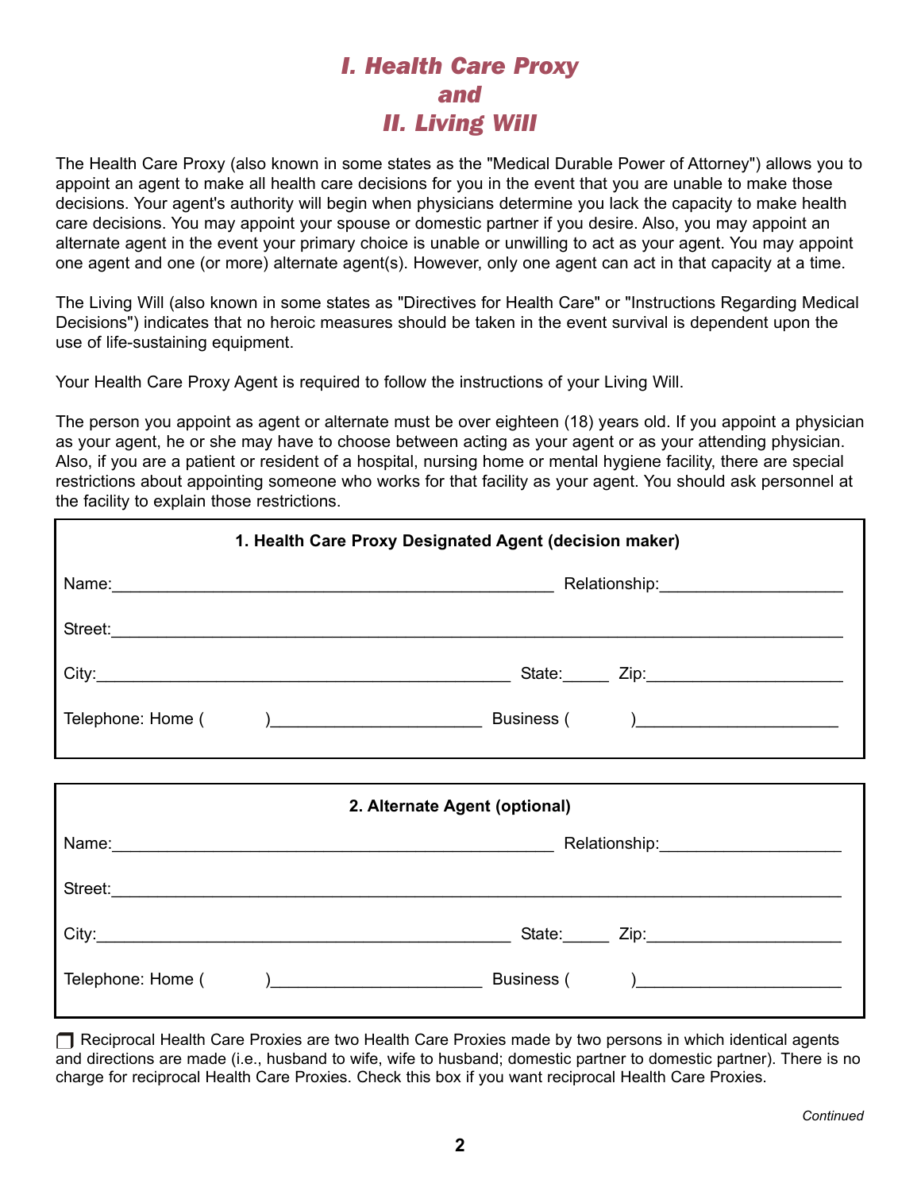# *I. Health Care Proxy and II. Living Will*

The Health Care Proxy (also known in some states as the "Medical Durable Power of Attorney") allows you to appoint an agent to make all health care decisions for you in the event that you are unable to make those decisions. Your agent's authority will begin when physicians determine you lack the capacity to make health care decisions. You may appoint your spouse or domestic partner if you desire. Also, you may appoint an alternate agent in the event your primary choice is unable or unwilling to act as your agent. You may appoint one agent and one (or more) alternate agent(s). However, only one agent can act in that capacity at a time.

The Living Will (also known in some states as "Directives for Health Care" or "Instructions Regarding Medical Decisions") indicates that no heroic measures should be taken in the event survival is dependent upon the use of life-sustaining equipment.

Your Health Care Proxy Agent is required to follow the instructions of your Living Will.

The person you appoint as agent or alternate must be over eighteen (18) years old. If you appoint a physician as your agent, he or she may have to choose between acting as your agent or as your attending physician. Also, if you are a patient or resident of a hospital, nursing home or mental hygiene facility, there are special restrictions about appointing someone who works for that facility as your agent. You should ask personnel at the facility to explain those restrictions.

**1. Health Care Proxy Designated Agent (decision maker)**

Name:\_\_\_\_\_\_\_\_\_\_\_\_\_\_\_\_\_\_\_\_\_\_\_\_\_\_\_\_\_\_\_\_\_\_\_\_\_\_\_\_\_\_ Relationship:\_\_\_\_\_\_\_\_\_\_\_\_\_\_\_\_\_\_\_\_

Street:\_\_\_\_\_\_\_\_\_\_\_\_\_\_\_\_\_\_\_\_\_\_\_\_\_\_\_\_\_\_\_\_\_\_\_\_\_\_\_\_\_\_\_\_\_\_\_\_\_\_\_\_\_\_\_\_\_\_\_\_\_\_\_\_

City:\_\_\_\_\_\_\_\_\_\_\_\_\_\_\_\_\_\_\_\_\_\_\_\_\_\_\_\_\_\_\_\_\_\_\_\_\_\_\_\_ State:\_\_\_\_\_ Zip:\_\_\_\_\_\_\_\_\_\_\_\_\_\_\_\_\_\_\_\_

Telephone: Home (      )\_\_\_\_\_\_\_\_\_\_\_\_\_\_\_\_\_\_\_\_ Business (      )\_\_\_\_\_\_\_\_\_\_\_\_\_\_\_\_\_\_\_\_

**2. Alternate Agent (optional)**

Name:\_\_\_\_\_\_\_\_\_\_\_\_\_\_\_\_\_\_\_\_\_\_\_\_\_\_\_\_\_\_\_\_\_\_\_\_\_\_\_\_\_\_ Relationship:\_\_\_\_\_\_\_\_\_\_\_\_\_\_\_\_\_\_\_\_

Street:\_\_\_\_\_\_\_\_\_\_\_\_\_\_\_\_\_\_\_\_\_\_\_\_\_\_\_\_\_\_\_\_\_\_\_\_\_\_\_\_\_\_\_\_\_\_\_\_\_\_\_\_\_\_\_\_\_\_\_\_\_\_\_\_

City:\_\_\_\_\_\_\_\_\_\_\_\_\_\_\_\_\_\_\_\_\_\_\_\_\_\_\_\_\_\_\_\_\_\_\_\_\_\_\_\_ State:\_\_\_\_\_ Zip:\_\_\_\_\_\_\_\_\_\_\_\_\_\_\_\_\_\_\_\_

Telephone: Home (      )\_\_\_\_\_\_\_\_\_\_\_\_\_\_\_\_\_\_\_\_ Business (      )\_\_\_\_\_\_\_\_\_\_\_\_\_\_\_\_\_\_\_\_

☐ Reciprocal Health Care Proxies are two Health Care Proxies made by two persons in which identical agents and directions are made (i.e., husband to wife, wife to husband; domestic partner to domestic partner). There is no charge for reciprocal Health Care Proxies. Check this box if you want reciprocal Health Care Proxies.

*Continued*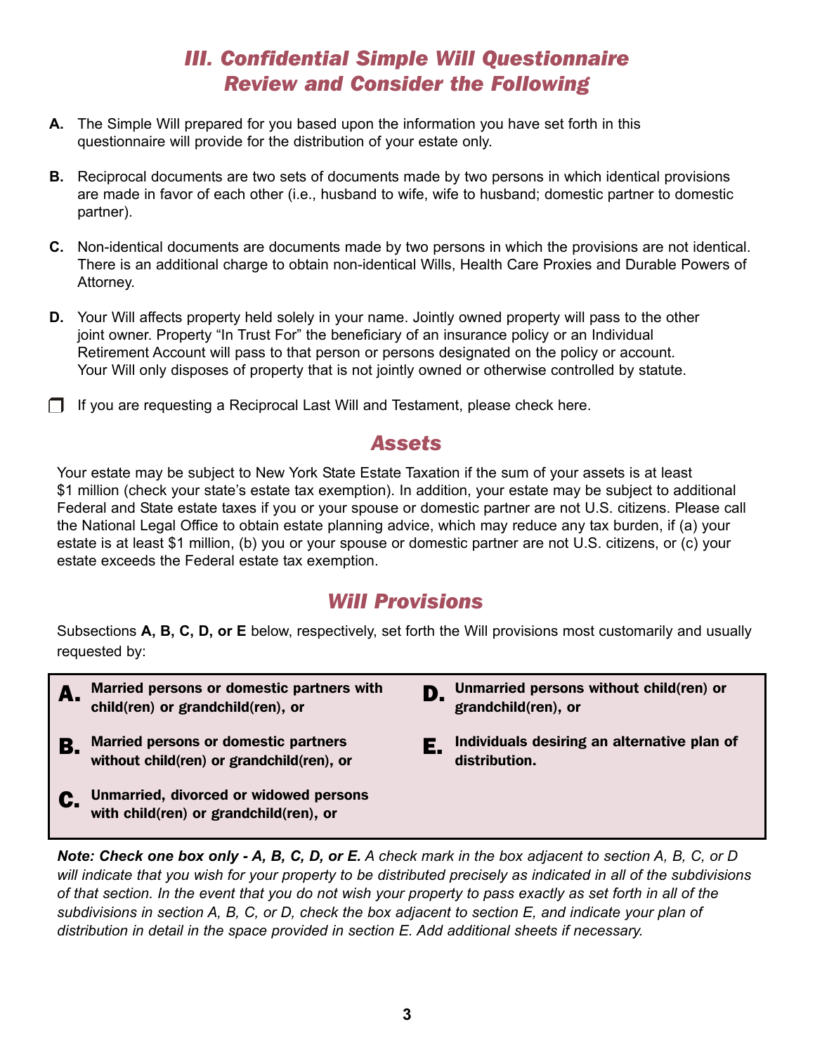## *III. Confidential Simple Will Questionnaire*
## *Review and Consider the Following*

**A.** The Simple Will prepared for you based upon the information you have set forth in this questionnaire will provide for the distribution of your estate only.

**B.** Reciprocal documents are two sets of documents made by two persons in which identical provisions are made in favor of each other (i.e., husband to wife, wife to husband; domestic partner to domestic partner).

**C.** Non-identical documents are documents made by two persons in which the provisions are not identical. There is an additional charge to obtain non-identical Wills, Health Care Proxies and Durable Powers of Attorney.

**D.** Your Will affects property held solely in your name. Jointly owned property will pass to the other joint owner. Property "In Trust For" the beneficiary of an insurance policy or an Individual Retirement Account will pass to that person or persons designated on the policy or account. Your Will only disposes of property that is not jointly owned or otherwise controlled by statute.

☐ If you are requesting a Reciprocal Last Will and Testament, please check here.

## *Assets*

Your estate may be subject to New York State Estate Taxation if the sum of your assets is at least $1 million (check your state's estate tax exemption). In addition, your estate may be subject to additional Federal and State estate taxes if you or your spouse or domestic partner are not U.S. citizens. Please call the National Legal Office to obtain estate planning advice, which may reduce any tax burden, if (a) your estate is at least $1 million, (b) you or your spouse or domestic partner are not U.S. citizens, or (c) your estate exceeds the Federal estate tax exemption.

## *Will Provisions*

Subsections **A, B, C, D, or E** below, respectively, set forth the Will provisions most customarily and usually requested by:

**A.** **Married persons or domestic partners with child(ren) or grandchild(ren), or**

**B.** **Married persons or domestic partners without child(ren) or grandchild(ren), or**

**C.** **Unmarried, divorced or widowed persons with child(ren) or grandchild(ren), or**

**D.** **Unmarried persons without child(ren) or grandchild(ren), or**

**E.** **Individuals desiring an alternative plan of distribution.**

***Note: Check one box only - A, B, C, D, or E.*** *A check mark in the box adjacent to section A, B, C, or D will indicate that you wish for your property to be distributed precisely as indicated in all of the subdivisions of that section. In the event that you do not wish your property to pass exactly as set forth in all of the subdivisions in section A, B, C, or D, check the box adjacent to section E, and indicate your plan of distribution in detail in the space provided in section E. Add additional sheets if necessary.*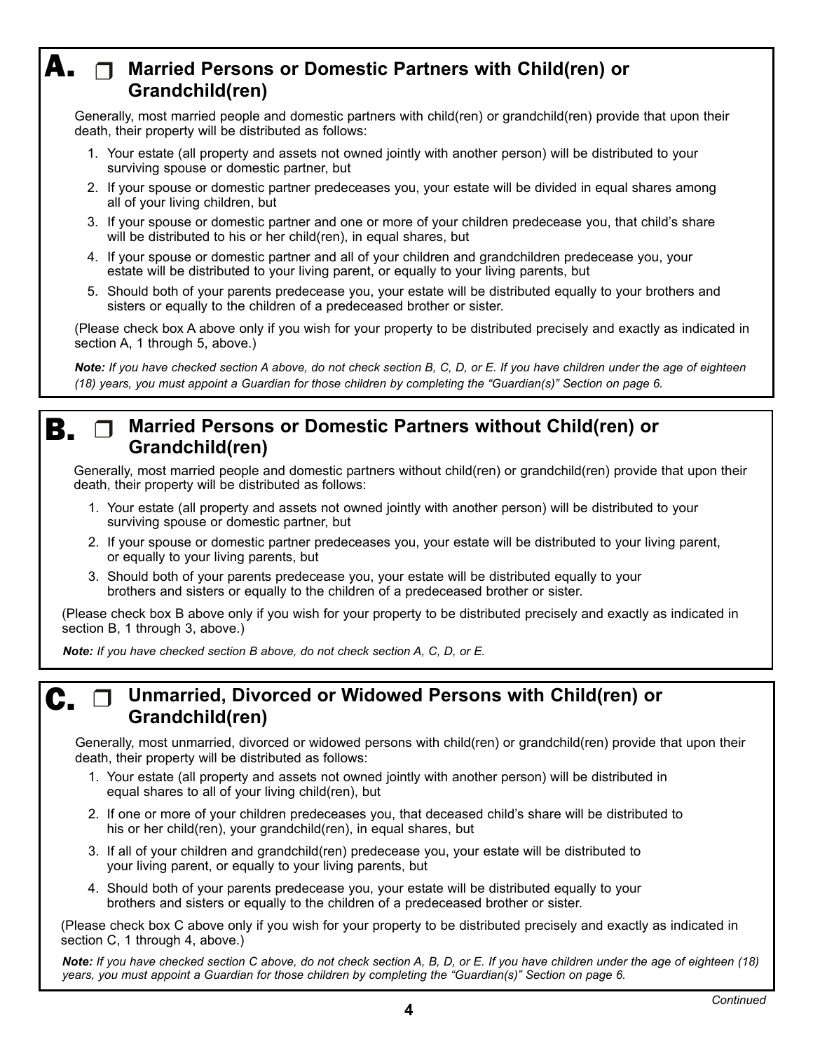## A. ☐ Married Persons or Domestic Partners with Child(ren) or Grandchild(ren)

Generally, most married people and domestic partners with child(ren) or grandchild(ren) provide that upon their death, their property will be distributed as follows:

1. Your estate (all property and assets not owned jointly with another person) will be distributed to your surviving spouse or domestic partner, but
2. If your spouse or domestic partner predeceases you, your estate will be divided in equal shares among all of your living children, but
3. If your spouse or domestic partner and one or more of your children predecease you, that child's share will be distributed to his or her child(ren), in equal shares, but
4. If your spouse or domestic partner and all of your children and grandchildren predecease you, your estate will be distributed to your living parent, or equally to your living parents, but
5. Should both of your parents predecease you, your estate will be distributed equally to your brothers and sisters or equally to the children of a predeceased brother or sister.

(Please check box A above only if you wish for your property to be distributed precisely and exactly as indicated in section A, 1 through 5, above.)

***Note:*** *If you have checked section A above, do not check section B, C, D, or E. If you have children under the age of eighteen (18) years, you must appoint a Guardian for those children by completing the "Guardian(s)" Section on page 6.*

## B. ☐ Married Persons or Domestic Partners without Child(ren) or Grandchild(ren)

Generally, most married people and domestic partners without child(ren) or grandchild(ren) provide that upon their death, their property will be distributed as follows:

1. Your estate (all property and assets not owned jointly with another person) will be distributed to your surviving spouse or domestic partner, but
2. If your spouse or domestic partner predeceases you, your estate will be distributed to your living parent, or equally to your living parents, but
3. Should both of your parents predecease you, your estate will be distributed equally to your brothers and sisters or equally to the children of a predeceased brother or sister.

(Please check box B above only if you wish for your property to be distributed precisely and exactly as indicated in section B, 1 through 3, above.)

***Note:*** *If you have checked section B above, do not check section A, C, D, or E.*

## C. ☐ Unmarried, Divorced or Widowed Persons with Child(ren) or Grandchild(ren)

Generally, most unmarried, divorced or widowed persons with child(ren) or grandchild(ren) provide that upon their death, their property will be distributed as follows:

1. Your estate (all property and assets not owned jointly with another person) will be distributed in equal shares to all of your living child(ren), but
2. If one or more of your children predeceases you, that deceased child's share will be distributed to his or her child(ren), your grandchild(ren), in equal shares, but
3. If all of your children and grandchild(ren) predecease you, your estate will be distributed to your living parent, or equally to your living parents, but
4. Should both of your parents predecease you, your estate will be distributed equally to your brothers and sisters or equally to the children of a predeceased brother or sister.

(Please check box C above only if you wish for your property to be distributed precisely and exactly as indicated in section C, 1 through 4, above.)

***Note:*** *If you have checked section C above, do not check section A, B, D, or E. If you have children under the age of eighteen (18) years, you must appoint a Guardian for those children by completing the "Guardian(s)" Section on page 6.*

*Continued*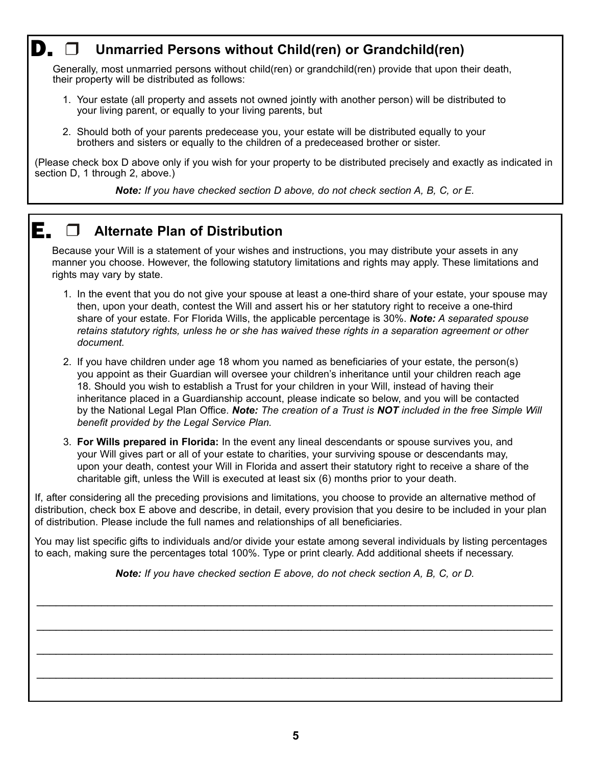## D. ❒ Unmarried Persons without Child(ren) or Grandchild(ren)

Generally, most unmarried persons without child(ren) or grandchild(ren) provide that upon their death, their property will be distributed as follows:

1. Your estate (all property and assets not owned jointly with another person) will be distributed to your living parent, or equally to your living parents, but

2. Should both of your parents predecease you, your estate will be distributed equally to your brothers and sisters or equally to the children of a predeceased brother or sister.

(Please check box D above only if you wish for your property to be distributed precisely and exactly as indicated in section D, 1 through 2, above.)

***Note:*** *If you have checked section D above, do not check section A, B, C, or E.*

## E. ❒ Alternate Plan of Distribution

Because your Will is a statement of your wishes and instructions, you may distribute your assets in any manner you choose. However, the following statutory limitations and rights may apply. These limitations and rights may vary by state.

1. In the event that you do not give your spouse at least a one-third share of your estate, your spouse may then, upon your death, contest the Will and assert his or her statutory right to receive a one-third share of your estate. For Florida Wills, the applicable percentage is 30%. ***Note:*** *A separated spouse retains statutory rights, unless he or she has waived these rights in a separation agreement or other document.*

2. If you have children under age 18 whom you named as beneficiaries of your estate, the person(s) you appoint as their Guardian will oversee your children's inheritance until your children reach age 18. Should you wish to establish a Trust for your children in your Will, instead of having their inheritance placed in a Guardianship account, please indicate so below, and you will be contacted by the National Legal Plan Office. ***Note:*** *The creation of a Trust is* ***NOT*** *included in the free Simple Will benefit provided by the Legal Service Plan.*

3. **For Wills prepared in Florida:** In the event any lineal descendants or spouse survives you, and your Will gives part or all of your estate to charities, your surviving spouse or descendants may, upon your death, contest your Will in Florida and assert their statutory right to receive a share of the charitable gift, unless the Will is executed at least six (6) months prior to your death.

If, after considering all the preceding provisions and limitations, you choose to provide an alternative method of distribution, check box E above and describe, in detail, every provision that you desire to be included in your plan of distribution. Please include the full names and relationships of all beneficiaries.

You may list specific gifts to individuals and/or divide your estate among several individuals by listing percentages to each, making sure the percentages total 100%. Type or print clearly. Add additional sheets if necessary.

***Note:*** *If you have checked section E above, do not check section A, B, C, or D.*

_______________________________________________________________________________

_______________________________________________________________________________

_______________________________________________________________________________

_______________________________________________________________________________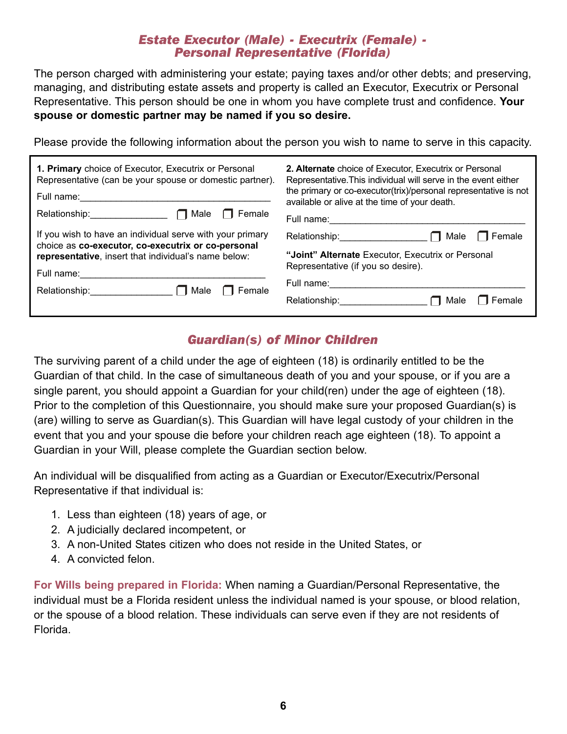## *Estate Executor (Male) - Executrix (Female) - Personal Representative (Florida)*

The person charged with administering your estate; paying taxes and/or other debts; and preserving, managing, and distributing estate assets and property is called an Executor, Executrix or Personal Representative. This person should be one in whom you have complete trust and confidence. **Your spouse or domestic partner may be named if you so desire.**

Please provide the following information about the person you wish to name to serve in this capacity.

**1. Primary** choice of Executor, Executrix or Personal Representative (can be your spouse or domestic partner).

Full name:______________________________________

Relationship:_______________ ☐ Male ☐ Female

If you wish to have an individual serve with your primary choice as **co-executor, co-executrix or co-personal representative**, insert that individual's name below:

Full name:______________________________________

Relationship:________________ ☐ Male ☐ Female

**2. Alternate** choice of Executor, Executrix or Personal Representative.This individual will serve in the event either the primary or co-executor(trix)/personal representative is not available or alive at the time of your death.

Full name:________________________________________

Relationship:_________________ ☐ Male ☐ Female

**"Joint" Alternate** Executor, Executrix or Personal Representative (if you so desire).

Full name:________________________________________

Relationship:_________________ ☐ Male ☐ Female

## *Guardian(s) of Minor Children*

The surviving parent of a child under the age of eighteen (18) is ordinarily entitled to be the Guardian of that child. In the case of simultaneous death of you and your spouse, or if you are a single parent, you should appoint a Guardian for your child(ren) under the age of eighteen (18). Prior to the completion of this Questionnaire, you should make sure your proposed Guardian(s) is (are) willing to serve as Guardian(s). This Guardian will have legal custody of your children in the event that you and your spouse die before your children reach age eighteen (18). To appoint a Guardian in your Will, please complete the Guardian section below.

An individual will be disqualified from acting as a Guardian or Executor/Executrix/Personal Representative if that individual is:

1. Less than eighteen (18) years of age, or
2. A judicially declared incompetent, or
3. A non-United States citizen who does not reside in the United States, or
4. A convicted felon.

**For Wills being prepared in Florida:** When naming a Guardian/Personal Representative, the individual must be a Florida resident unless the individual named is your spouse, or blood relation, or the spouse of a blood relation. These individuals can serve even if they are not residents of Florida.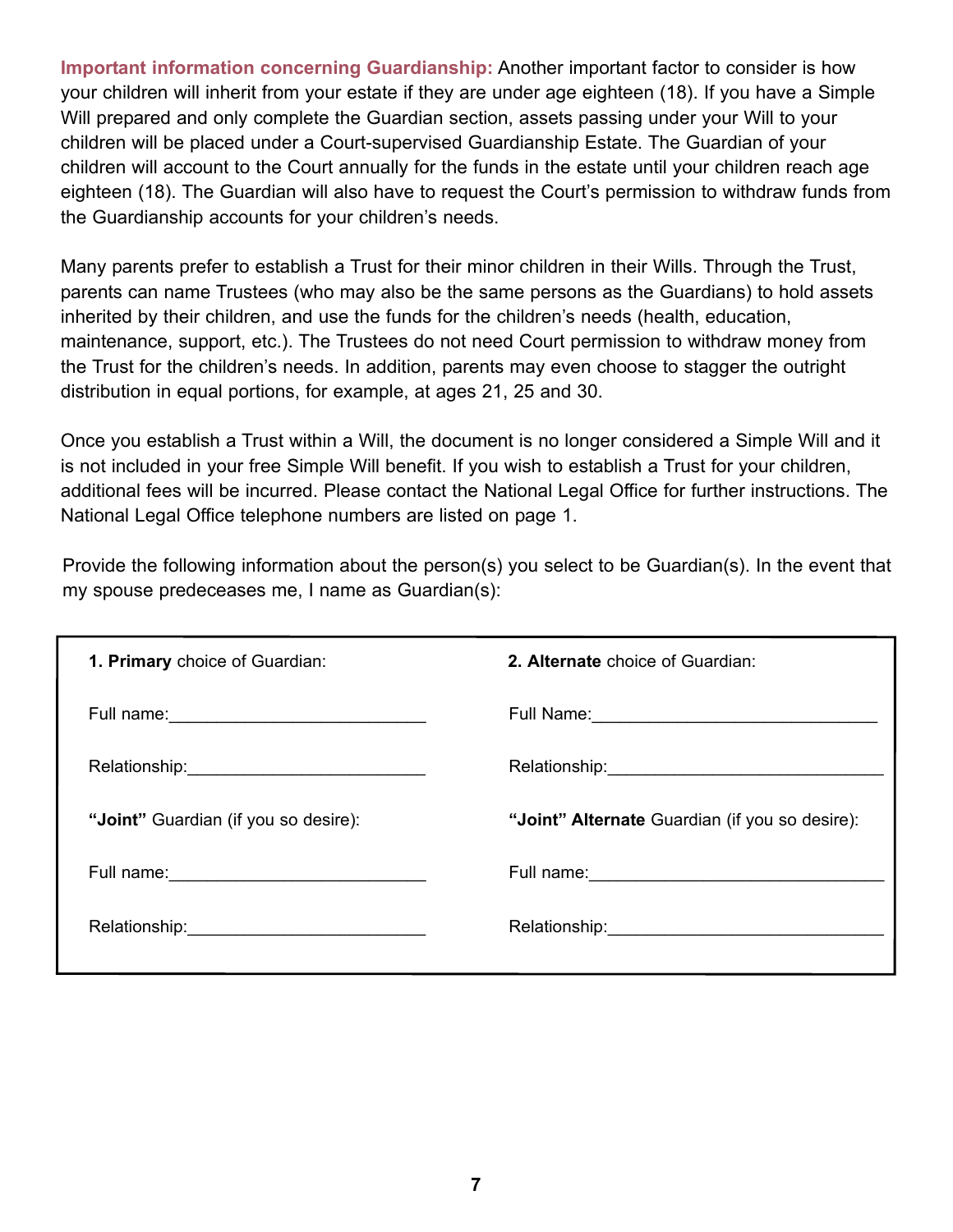**Important information concerning Guardianship:** Another important factor to consider is how your children will inherit from your estate if they are under age eighteen (18). If you have a Simple Will prepared and only complete the Guardian section, assets passing under your Will to your children will be placed under a Court-supervised Guardianship Estate. The Guardian of your children will account to the Court annually for the funds in the estate until your children reach age eighteen (18). The Guardian will also have to request the Court's permission to withdraw funds from the Guardianship accounts for your children's needs.

Many parents prefer to establish a Trust for their minor children in their Wills. Through the Trust, parents can name Trustees (who may also be the same persons as the Guardians) to hold assets inherited by their children, and use the funds for the children's needs (health, education, maintenance, support, etc.). The Trustees do not need Court permission to withdraw money from the Trust for the children's needs. In addition, parents may even choose to stagger the outright distribution in equal portions, for example, at ages 21, 25 and 30.

Once you establish a Trust within a Will, the document is no longer considered a Simple Will and it is not included in your free Simple Will benefit. If you wish to establish a Trust for your children, additional fees will be incurred. Please contact the National Legal Office for further instructions. The National Legal Office telephone numbers are listed on page 1.

Provide the following information about the person(s) you select to be Guardian(s). In the event that my spouse predeceases me, I name as Guardian(s):

| **1. Primary** choice of Guardian: | **2. Alternate** choice of Guardian: |
|---|---|
| Full name:___________________________ | Full Name:______________________________ |
| Relationship:_________________________ | Relationship:_____________________________ |
| **"Joint"** Guardian (if you so desire): | **"Joint" Alternate** Guardian (if you so desire): |
| Full name:___________________________ | Full name:_______________________________ |
| Relationship:_________________________ | Relationship:_____________________________ |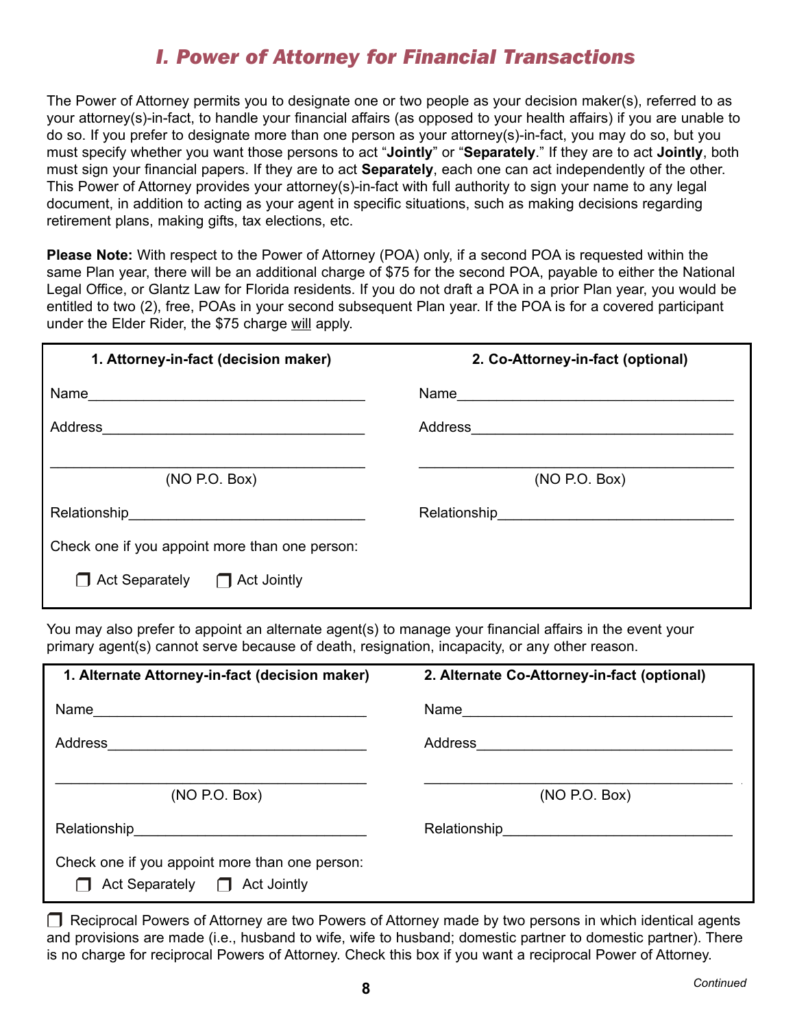# I. Power of Attorney for Financial Transactions

The Power of Attorney permits you to designate one or two people as your decision maker(s), referred to as your attorney(s)-in-fact, to handle your financial affairs (as opposed to your health affairs) if you are unable to do so. If you prefer to designate more than one person as your attorney(s)-in-fact, you may do so, but you must specify whether you want those persons to act "**Jointly**" or "**Separately**." If they are to act **Jointly**, both must sign your financial papers. If they are to act **Separately**, each one can act independently of the other. This Power of Attorney provides your attorney(s)-in-fact with full authority to sign your name to any legal document, in addition to acting as your agent in specific situations, such as making decisions regarding retirement plans, making gifts, tax elections, etc.

**Please Note:** With respect to the Power of Attorney (POA) only, if a second POA is requested within the same Plan year, there will be an additional charge of $75 for the second POA, payable to either the National Legal Office, or Glantz Law for Florida residents. If you do not draft a POA in a prior Plan year, you would be entitled to two (2), free, POAs in your second subsequent Plan year. If the POA is for a covered participant under the Elder Rider, the $75 charge will apply.

| **1. Attorney-in-fact (decision maker)** | **2. Co-Attorney-in-fact (optional)** |
|---|---|
| Name___________________________ | Name___________________________ |
| Address_________________________ | Address_________________________ |
| _______________________________ (NO P.O. Box) | _______________________________ (NO P.O. Box) |
| Relationship_____________________ | Relationship_____________________ |

Check one if you appoint more than one person:

☐ Act Separately ☐ Act Jointly

You may also prefer to appoint an alternate agent(s) to manage your financial affairs in the event your primary agent(s) cannot serve because of death, resignation, incapacity, or any other reason.

| **1. Alternate Attorney-in-fact (decision maker)** | **2. Alternate Co-Attorney-in-fact (optional)** |
|---|---|
| Name___________________________ | Name___________________________ |
| Address_________________________ | Address_________________________ |
| _______________________________ (NO P.O. Box) | _______________________________ (NO P.O. Box) |
| Relationship_____________________ | Relationship_____________________ |

Check one if you appoint more than one person:

☐ Act Separately ☐ Act Jointly

☐ Reciprocal Powers of Attorney are two Powers of Attorney made by two persons in which identical agents and provisions are made (i.e., husband to wife, wife to husband; domestic partner to domestic partner). There is no charge for reciprocal Powers of Attorney. Check this box if you want a reciprocal Power of Attorney.

*Continued*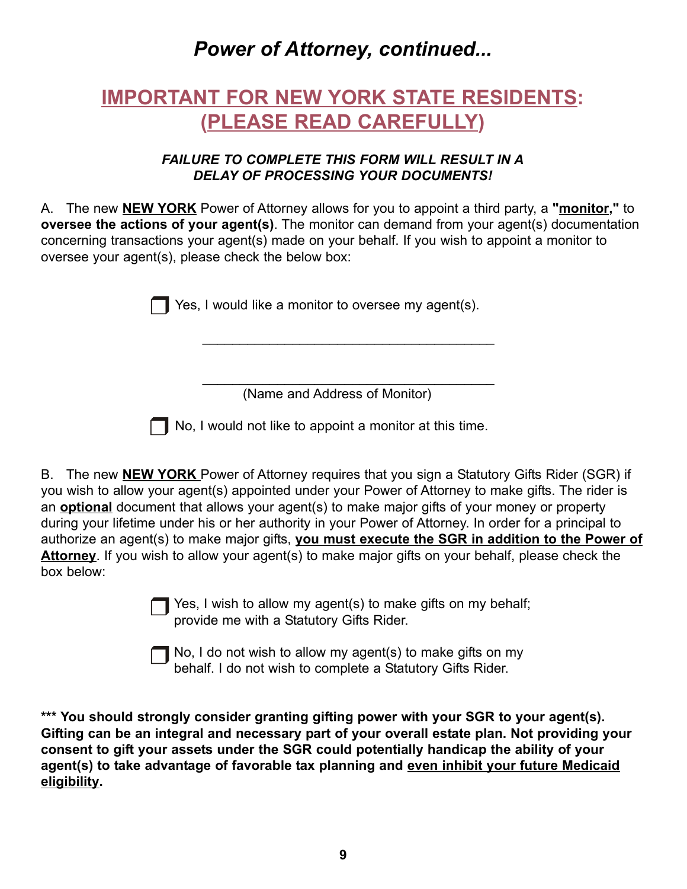# *Power of Attorney, continued...*

## IMPORTANT FOR NEW YORK STATE RESIDENTS: (PLEASE READ CAREFULLY)

***FAILURE TO COMPLETE THIS FORM WILL RESULT IN A DELAY OF PROCESSING YOUR DOCUMENTS!***

A. The new **NEW YORK** Power of Attorney allows for you to appoint a third party, a **"monitor,"** to **oversee the actions of your agent(s)**. The monitor can demand from your agent(s) documentation concerning transactions your agent(s) made on your behalf. If you wish to appoint a monitor to oversee your agent(s), please check the below box:

☐ Yes, I would like a monitor to oversee my agent(s).

_______________________________________

_______________________________________
(Name and Address of Monitor)

☐ No, I would not like to appoint a monitor at this time.

B. The new **NEW YORK** Power of Attorney requires that you sign a Statutory Gifts Rider (SGR) if you wish to allow your agent(s) appointed under your Power of Attorney to make gifts. The rider is an **optional** document that allows your agent(s) to make major gifts of your money or property during your lifetime under his or her authority in your Power of Attorney. In order for a principal to authorize an agent(s) to make major gifts, **you must execute the SGR in addition to the Power of Attorney**. If you wish to allow your agent(s) to make major gifts on your behalf, please check the box below:

☐ Yes, I wish to allow my agent(s) to make gifts on my behalf; provide me with a Statutory Gifts Rider.

☐ No, I do not wish to allow my agent(s) to make gifts on my behalf. I do not wish to complete a Statutory Gifts Rider.

**\*\*\* You should strongly consider granting gifting power with your SGR to your agent(s). Gifting can be an integral and necessary part of your overall estate plan. Not providing your consent to gift your assets under the SGR could potentially handicap the ability of your agent(s) to take advantage of favorable tax planning and even inhibit your future Medicaid eligibility.**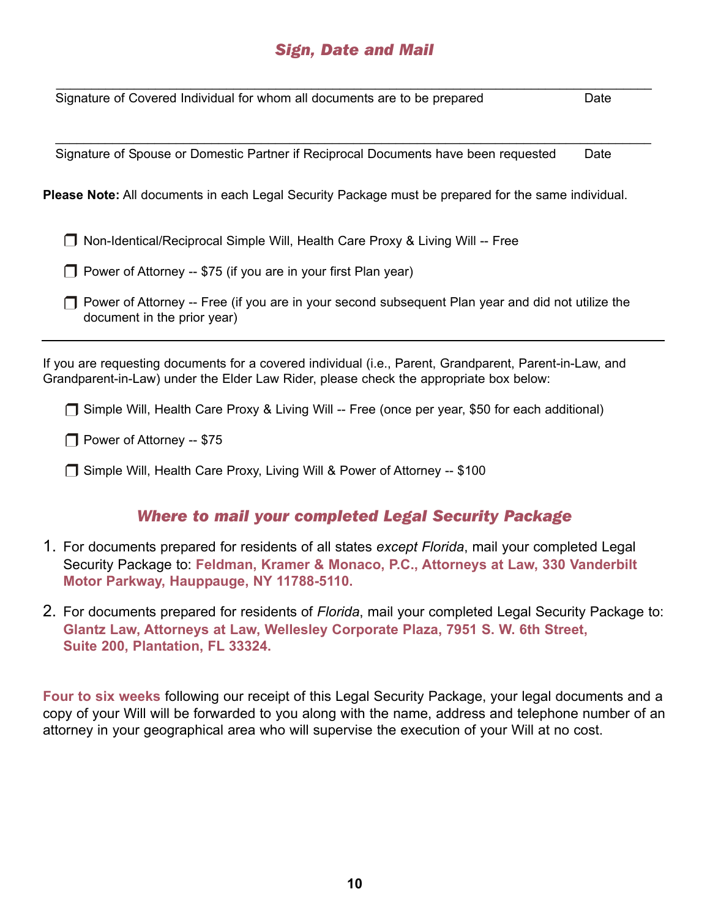## *Sign, Date and Mail*

\_\_\_\_\_\_\_\_\_\_\_\_\_\_\_\_\_\_\_\_\_\_\_\_\_\_\_\_\_\_\_\_\_\_\_\_\_\_\_\_\_\_\_\_\_\_\_\_\_\_\_\_\_\_\_\_\_\_\_\_\_\_\_\_\_\_\_\_\_\_\_\_\_\_

Signature of Covered Individual for whom all documents are to be prepared      Date

\_\_\_\_\_\_\_\_\_\_\_\_\_\_\_\_\_\_\_\_\_\_\_\_\_\_\_\_\_\_\_\_\_\_\_\_\_\_\_\_\_\_\_\_\_\_\_\_\_\_\_\_\_\_\_\_\_\_\_\_\_\_\_\_\_\_\_\_\_\_\_\_\_\_

Signature of Spouse or Domestic Partner if Reciprocal Documents have been requested      Date

**Please Note:** All documents in each Legal Security Package must be prepared for the same individual.

- ❒ Non-Identical/Reciprocal Simple Will, Health Care Proxy & Living Will -- Free
- ❒ Power of Attorney -- $75 (if you are in your first Plan year)
- ❒ Power of Attorney -- Free (if you are in your second subsequent Plan year and did not utilize the document in the prior year)

---

If you are requesting documents for a covered individual (i.e., Parent, Grandparent, Parent-in-Law, and Grandparent-in-Law) under the Elder Law Rider, please check the appropriate box below:

- ❒ Simple Will, Health Care Proxy & Living Will -- Free (once per year, $50 for each additional)
- ❒ Power of Attorney -- $75
- ❒ Simple Will, Health Care Proxy, Living Will & Power of Attorney -- $100

## *Where to mail your completed Legal Security Package*

1. For documents prepared for residents of all states *except Florida*, mail your completed Legal Security Package to: **Feldman, Kramer & Monaco, P.C., Attorneys at Law, 330 Vanderbilt Motor Parkway, Hauppauge, NY 11788-5110.**

2. For documents prepared for residents of *Florida*, mail your completed Legal Security Package to: **Glantz Law, Attorneys at Law, Wellesley Corporate Plaza, 7951 S. W. 6th Street, Suite 200, Plantation, FL 33324.**

**Four to six weeks** following our receipt of this Legal Security Package, your legal documents and a copy of your Will will be forwarded to you along with the name, address and telephone number of an attorney in your geographical area who will supervise the execution of your Will at no cost.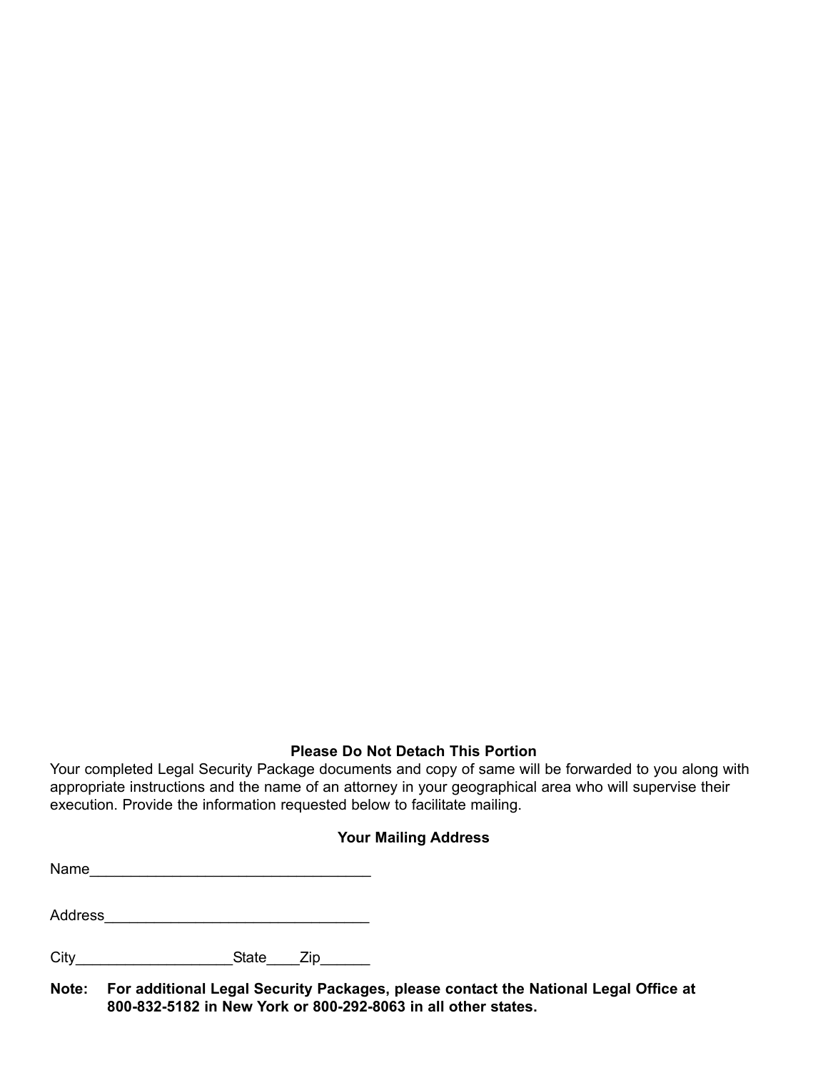**Please Do Not Detach This Portion**

Your completed Legal Security Package documents and copy of same will be forwarded to you along with appropriate instructions and the name of an attorney in your geographical area who will supervise their execution. Provide the information requested below to facilitate mailing.

**Your Mailing Address**

Name___________________________________

Address_________________________________

City___________________State____Zip______

**Note: For additional Legal Security Packages, please contact the National Legal Office at 800-832-5182 in New York or 800-292-8063 in all other states.**